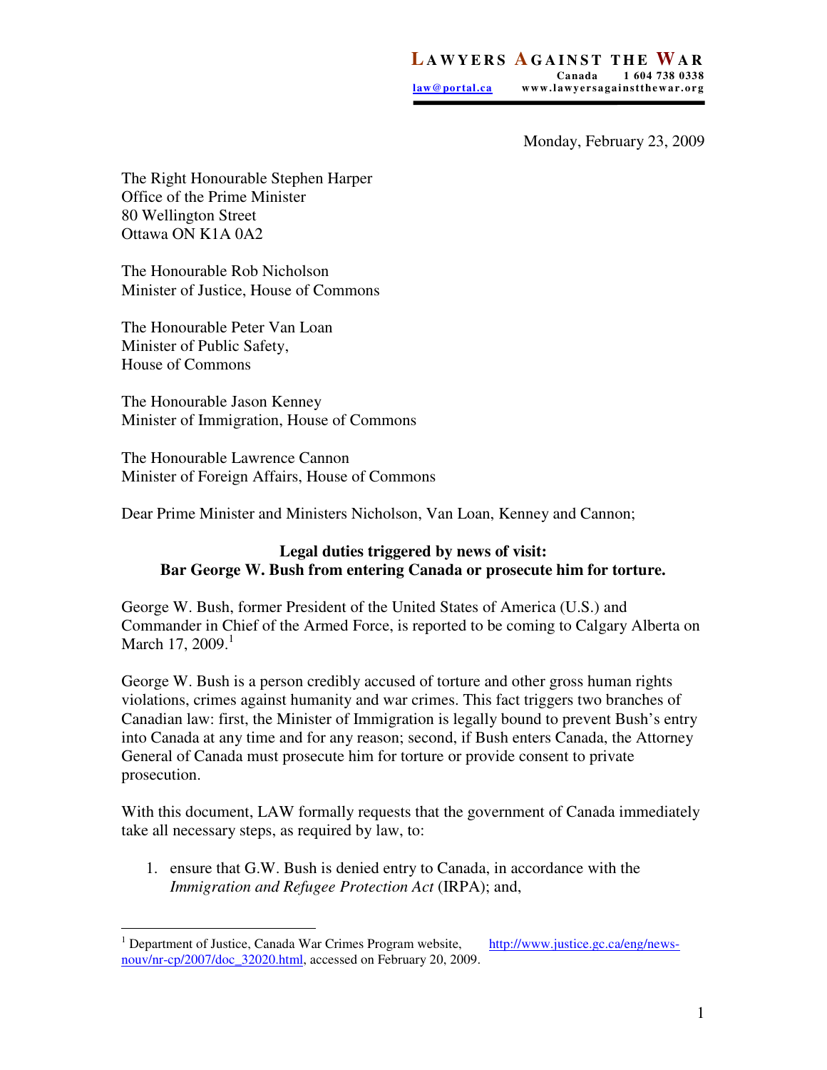**LAWYERS AGAINST THE WAR**
Canada 1 604 738 0338
law@portal.ca www.lawyersagainstthewar.org

Monday, February 23, 2009

The Right Honourable Stephen Harper
Office of the Prime Minister
80 Wellington Street
Ottawa ON K1A 0A2

The Honourable Rob Nicholson
Minister of Justice, House of Commons

The Honourable Peter Van Loan
Minister of Public Safety,
House of Commons

The Honourable Jason Kenney
Minister of Immigration, House of Commons

The Honourable Lawrence Cannon
Minister of Foreign Affairs, House of Commons

Dear Prime Minister and Ministers Nicholson, Van Loan, Kenney and Cannon;

**Legal duties triggered by news of visit:**
**Bar George W. Bush from entering Canada or prosecute him for torture.**

George W. Bush, former President of the United States of America (U.S.) and Commander in Chief of the Armed Force, is reported to be coming to Calgary Alberta on March 17, 2009.[1]

George W. Bush is a person credibly accused of torture and other gross human rights violations, crimes against humanity and war crimes. This fact triggers two branches of Canadian law: first, the Minister of Immigration is legally bound to prevent Bush's entry into Canada at any time and for any reason; second, if Bush enters Canada, the Attorney General of Canada must prosecute him for torture or provide consent to private prosecution.

With this document, LAW formally requests that the government of Canada immediately take all necessary steps, as required by law, to:

1. ensure that G.W. Bush is denied entry to Canada, in accordance with the *Immigration and Refugee Protection Act* (IRPA); and,

---

[1] Department of Justice, Canada War Crimes Program website, http://www.justice.gc.ca/eng/news-nouv/nr-cp/2007/doc_32020.html, accessed on February 20, 2009.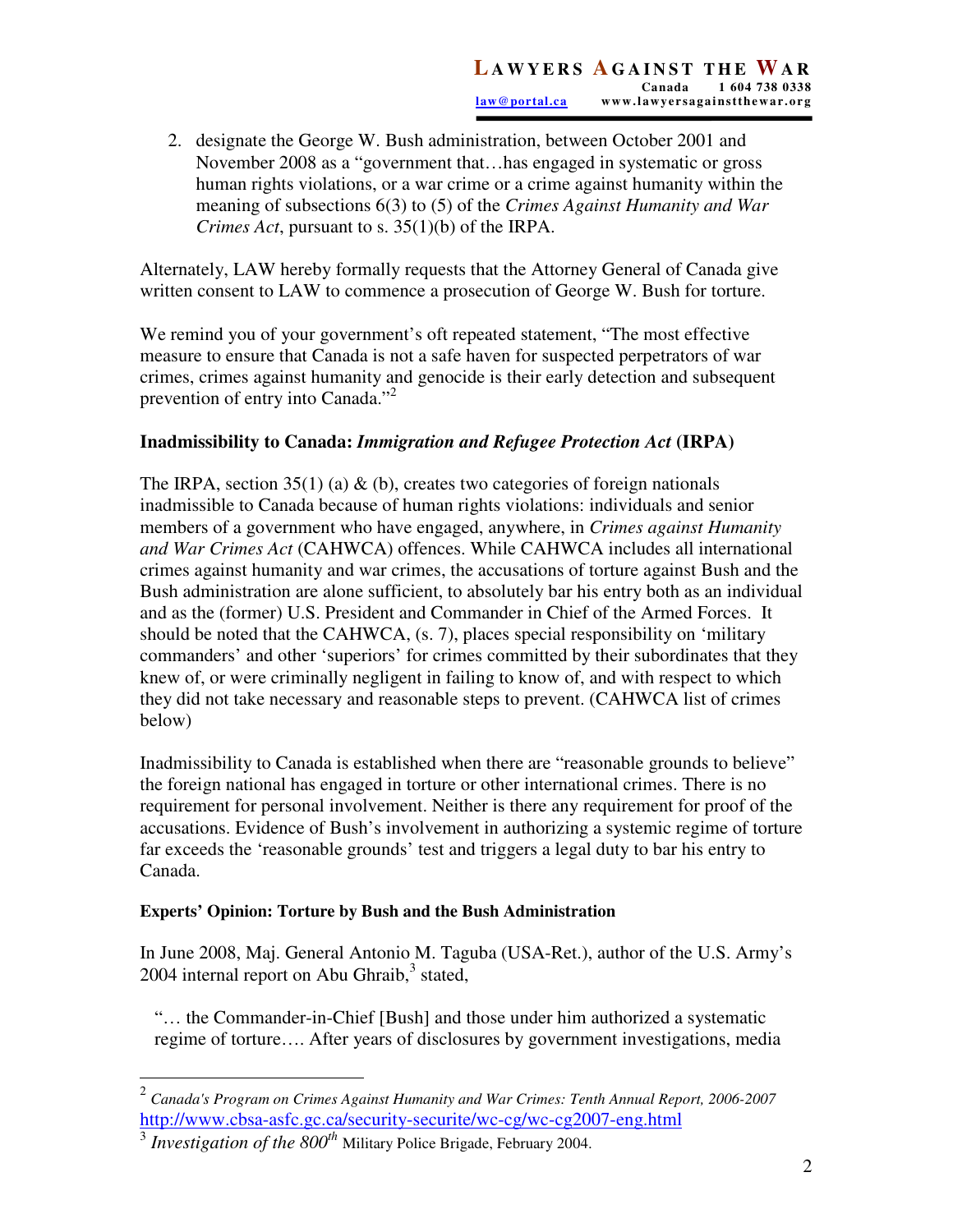2. designate the George W. Bush administration, between October 2001 and November 2008 as a "government that…has engaged in systematic or gross human rights violations, or a war crime or a crime against humanity within the meaning of subsections 6(3) to (5) of the *Crimes Against Humanity and War Crimes Act*, pursuant to s. 35(1)(b) of the IRPA.

Alternately, LAW hereby formally requests that the Attorney General of Canada give written consent to LAW to commence a prosecution of George W. Bush for torture.

We remind you of your government's oft repeated statement, "The most effective measure to ensure that Canada is not a safe haven for suspected perpetrators of war crimes, crimes against humanity and genocide is their early detection and subsequent prevention of entry into Canada."[2]

### Inadmissibility to Canada: *Immigration and Refugee Protection Act* (IRPA)

The IRPA, section 35(1) (a) & (b), creates two categories of foreign nationals inadmissible to Canada because of human rights violations: individuals and senior members of a government who have engaged, anywhere, in *Crimes against Humanity and War Crimes Act* (CAHWCA) offences. While CAHWCA includes all international crimes against humanity and war crimes, the accusations of torture against Bush and the Bush administration are alone sufficient, to absolutely bar his entry both as an individual and as the (former) U.S. President and Commander in Chief of the Armed Forces. It should be noted that the CAHWCA, (s. 7), places special responsibility on 'military commanders' and other 'superiors' for crimes committed by their subordinates that they knew of, or were criminally negligent in failing to know of, and with respect to which they did not take necessary and reasonable steps to prevent. (CAHWCA list of crimes below)

Inadmissibility to Canada is established when there are "reasonable grounds to believe" the foreign national has engaged in torture or other international crimes. There is no requirement for personal involvement. Neither is there any requirement for proof of the accusations. Evidence of Bush's involvement in authorizing a systemic regime of torture far exceeds the 'reasonable grounds' test and triggers a legal duty to bar his entry to Canada.

#### Experts' Opinion: Torture by Bush and the Bush Administration

In June 2008, Maj. General Antonio M. Taguba (USA-Ret.), author of the U.S. Army's 2004 internal report on Abu Ghraib,[3] stated,

> "… the Commander-in-Chief [Bush] and those under him authorized a systematic regime of torture…. After years of disclosures by government investigations, media

---

[2] *Canada's Program on Crimes Against Humanity and War Crimes: Tenth Annual Report, 2006-2007* http://www.cbsa-asfc.gc.ca/security-securite/wc-cg/wc-cg2007-eng.html

[3] *Investigation of the 800th* Military Police Brigade, February 2004.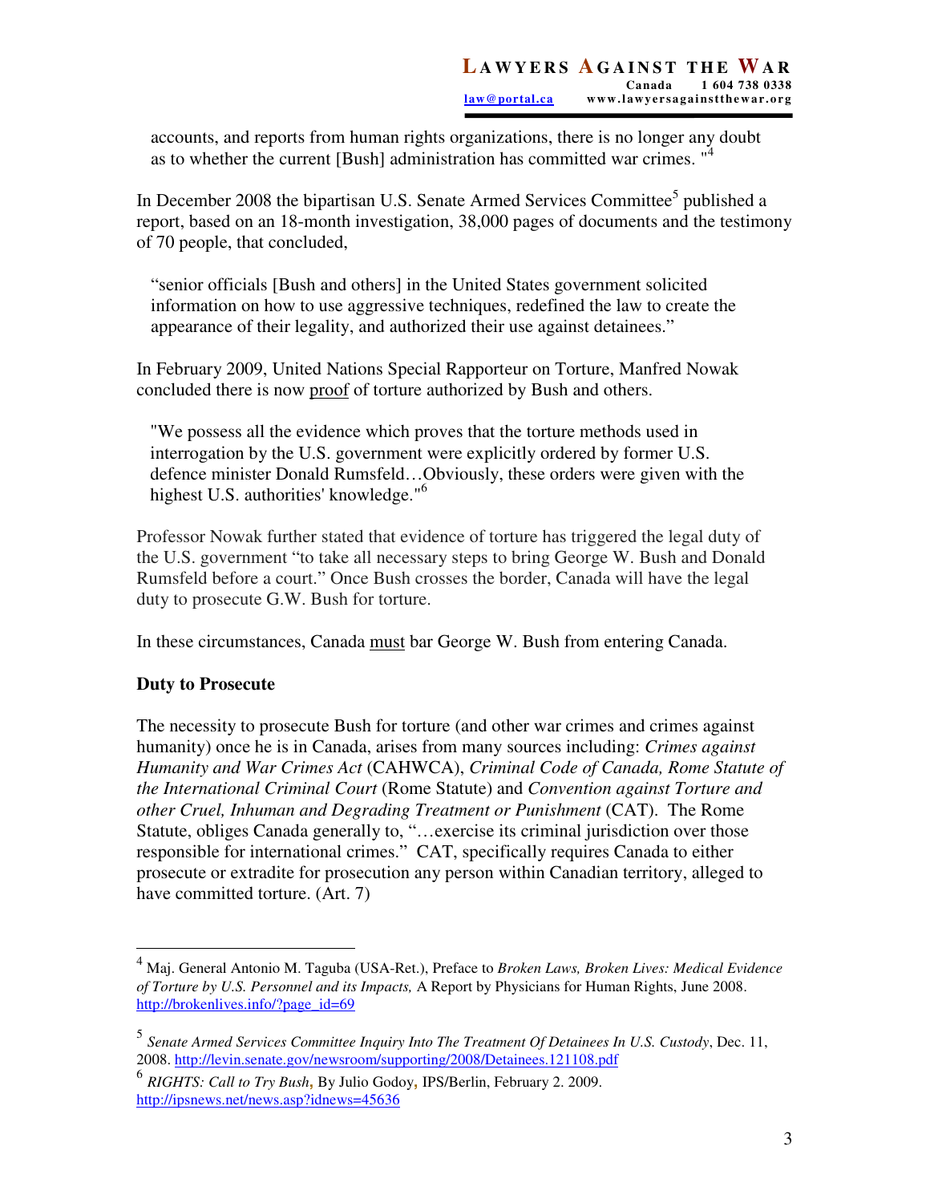accounts, and reports from human rights organizations, there is no longer any doubt as to whether the current [Bush] administration has committed war crimes. "[4]

In December 2008 the bipartisan U.S. Senate Armed Services Committee[5] published a report, based on an 18-month investigation, 38,000 pages of documents and the testimony of 70 people, that concluded,

> "senior officials [Bush and others] in the United States government solicited information on how to use aggressive techniques, redefined the law to create the appearance of their legality, and authorized their use against detainees."

In February 2009, United Nations Special Rapporteur on Torture, Manfred Nowak concluded there is now <u>proof</u> of torture authorized by Bush and others.

> "We possess all the evidence which proves that the torture methods used in interrogation by the U.S. government were explicitly ordered by former U.S. defence minister Donald Rumsfeld…Obviously, these orders were given with the highest U.S. authorities' knowledge."[6]

Professor Nowak further stated that evidence of torture has triggered the legal duty of the U.S. government "to take all necessary steps to bring George W. Bush and Donald Rumsfeld before a court." Once Bush crosses the border, Canada will have the legal duty to prosecute G.W. Bush for torture.

In these circumstances, Canada <u>must</u> bar George W. Bush from entering Canada.

**Duty to Prosecute**

The necessity to prosecute Bush for torture (and other war crimes and crimes against humanity) once he is in Canada, arises from many sources including: *Crimes against Humanity and War Crimes Act* (CAHWCA), *Criminal Code of Canada, Rome Statute of the International Criminal Court* (Rome Statute) and *Convention against Torture and other Cruel, Inhuman and Degrading Treatment or Punishment* (CAT). The Rome Statute, obliges Canada generally to, "…exercise its criminal jurisdiction over those responsible for international crimes." CAT, specifically requires Canada to either prosecute or extradite for prosecution any person within Canadian territory, alleged to have committed torture. (Art. 7)

---

[4] Maj. General Antonio M. Taguba (USA-Ret.), Preface to *Broken Laws, Broken Lives: Medical Evidence of Torture by U.S. Personnel and its Impacts,* A Report by Physicians for Human Rights, June 2008. http://brokenlives.info/?page_id=69

[5] *Senate Armed Services Committee Inquiry Into The Treatment Of Detainees In U.S. Custody*, Dec. 11, 2008. http://levin.senate.gov/newsroom/supporting/2008/Detainees.121108.pdf

[6] *RIGHTS: Call to Try Bush*, By Julio Godoy, IPS/Berlin, February 2. 2009. http://ipsnews.net/news.asp?idnews=45636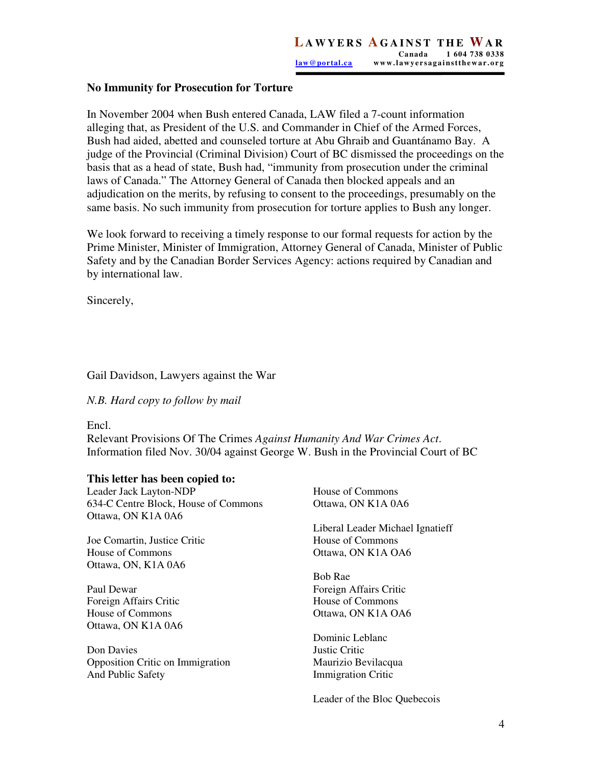### No Immunity for Prosecution for Torture

In November 2004 when Bush entered Canada, LAW filed a 7-count information alleging that, as President of the U.S. and Commander in Chief of the Armed Forces, Bush had aided, abetted and counseled torture at Abu Ghraib and Guantánamo Bay. A judge of the Provincial (Criminal Division) Court of BC dismissed the proceedings on the basis that as a head of state, Bush had, "immunity from prosecution under the criminal laws of Canada." The Attorney General of Canada then blocked appeals and an adjudication on the merits, by refusing to consent to the proceedings, presumably on the same basis. No such immunity from prosecution for torture applies to Bush any longer.

We look forward to receiving a timely response to our formal requests for action by the Prime Minister, Minister of Immigration, Attorney General of Canada, Minister of Public Safety and by the Canadian Border Services Agency: actions required by Canadian and by international law.

Sincerely,

Gail Davidson, Lawyers against the War

*N.B. Hard copy to follow by mail*

Encl.
Relevant Provisions Of The Crimes *Against Humanity And War Crimes Act*.
Information filed Nov. 30/04 against George W. Bush in the Provincial Court of BC

**This letter has been copied to:**

Leader Jack Layton-NDP
634-C Centre Block, House of Commons
Ottawa, ON K1A 0A6

Joe Comartin, Justice Critic
House of Commons
Ottawa, ON, K1A 0A6

Paul Dewar
Foreign Affairs Critic
House of Commons
Ottawa, ON K1A 0A6

Don Davies
Opposition Critic on Immigration
And Public Safety
House of Commons
Ottawa, ON K1A 0A6

Liberal Leader Michael Ignatieff
House of Commons
Ottawa, ON K1A OA6

Bob Rae
Foreign Affairs Critic
House of Commons
Ottawa, ON K1A OA6

Dominic Leblanc
Justic Critic
Maurizio Bevilacqua
Immigration Critic

Leader of the Bloc Quebecois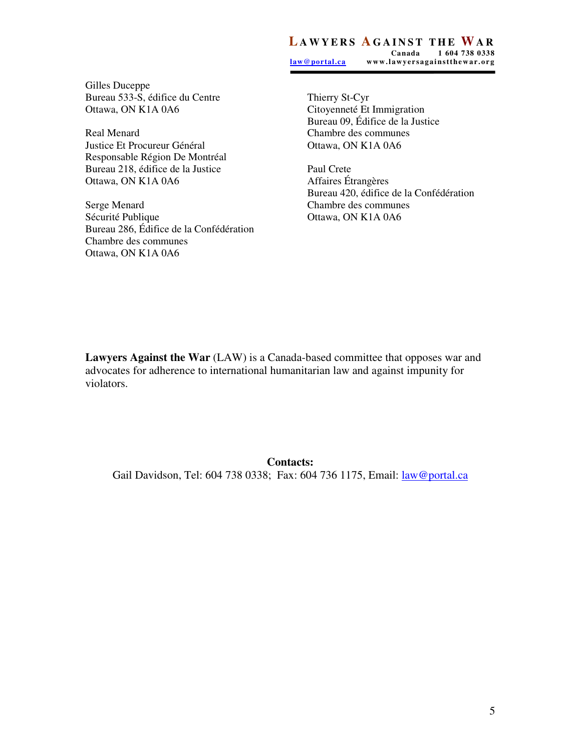Gilles Duceppe
Bureau 533-S, édifice du Centre
Ottawa, ON K1A 0A6

Real Menard
Justice Et Procureur Général
Responsable Région De Montréal
Bureau 218, édifice de la Justice
Ottawa, ON K1A 0A6

Serge Menard
Sécurité Publique
Bureau 286, Édifice de la Confédération
Chambre des communes
Ottawa, ON K1A 0A6

Thierry St-Cyr
Citoyenneté Et Immigration
Bureau 09, Édifice de la Justice
Chambre des communes
Ottawa, ON K1A 0A6

Paul Crete
Affaires Étrangères
Bureau 420, édifice de la Confédération
Chambre des communes
Ottawa, ON K1A 0A6

**Lawyers Against the War** (LAW) is a Canada-based committee that opposes war and advocates for adherence to international humanitarian law and against impunity for violators.

**Contacts:**
Gail Davidson, Tel: 604 738 0338; Fax: 604 736 1175, Email: law@portal.ca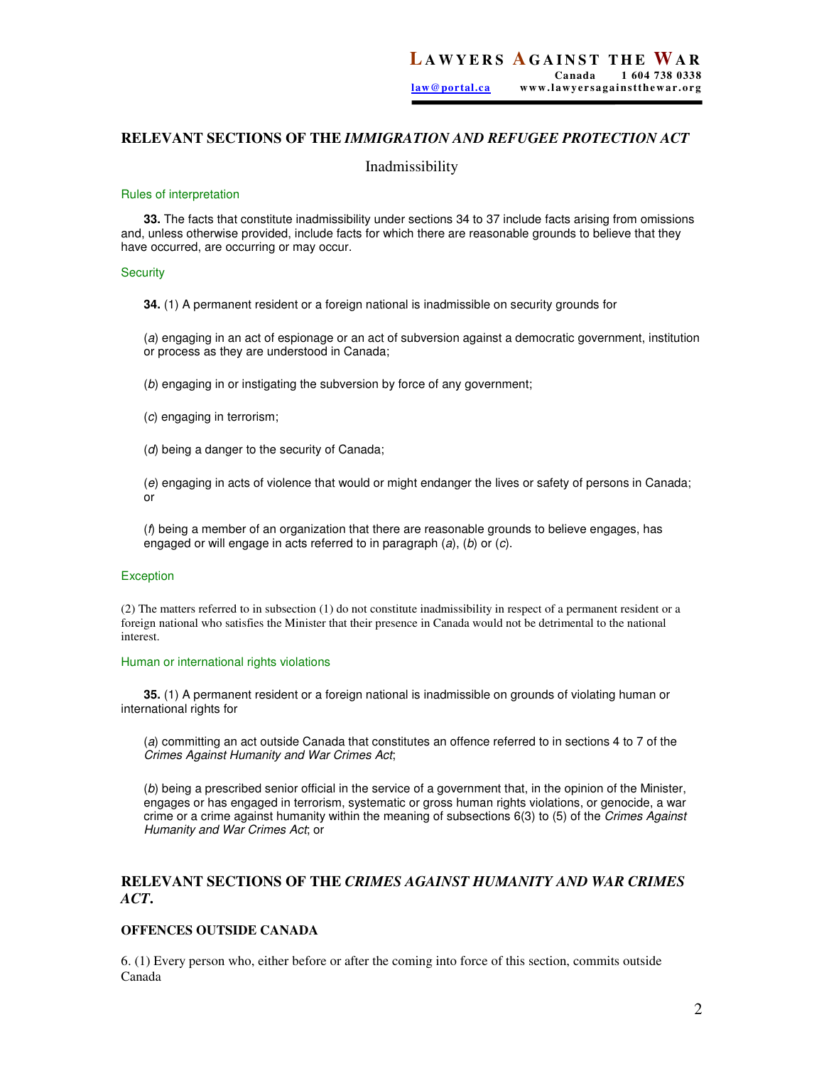## RELEVANT SECTIONS OF THE *IMMIGRATION AND REFUGEE PROTECTION ACT*

### Inadmissibility

Rules of interpretation

**33.** The facts that constitute inadmissibility under sections 34 to 37 include facts arising from omissions and, unless otherwise provided, include facts for which there are reasonable grounds to believe that they have occurred, are occurring or may occur.

Security

**34.** (1) A permanent resident or a foreign national is inadmissible on security grounds for

(*a*) engaging in an act of espionage or an act of subversion against a democratic government, institution or process as they are understood in Canada;

(*b*) engaging in or instigating the subversion by force of any government;

(*c*) engaging in terrorism;

(*d*) being a danger to the security of Canada;

(*e*) engaging in acts of violence that would or might endanger the lives or safety of persons in Canada; or

(*f*) being a member of an organization that there are reasonable grounds to believe engages, has engaged or will engage in acts referred to in paragraph (*a*), (*b*) or (*c*).

Exception

(2) The matters referred to in subsection (1) do not constitute inadmissibility in respect of a permanent resident or a foreign national who satisfies the Minister that their presence in Canada would not be detrimental to the national interest.

Human or international rights violations

**35.** (1) A permanent resident or a foreign national is inadmissible on grounds of violating human or international rights for

(*a*) committing an act outside Canada that constitutes an offence referred to in sections 4 to 7 of the *Crimes Against Humanity and War Crimes Act*;

(*b*) being a prescribed senior official in the service of a government that, in the opinion of the Minister, engages or has engaged in terrorism, systematic or gross human rights violations, or genocide, a war crime or a crime against humanity within the meaning of subsections 6(3) to (5) of the *Crimes Against Humanity and War Crimes Act*; or

## RELEVANT SECTIONS OF THE *CRIMES AGAINST HUMANITY AND WAR CRIMES ACT*.

### OFFENCES OUTSIDE CANADA

6. (1) Every person who, either before or after the coming into force of this section, commits outside Canada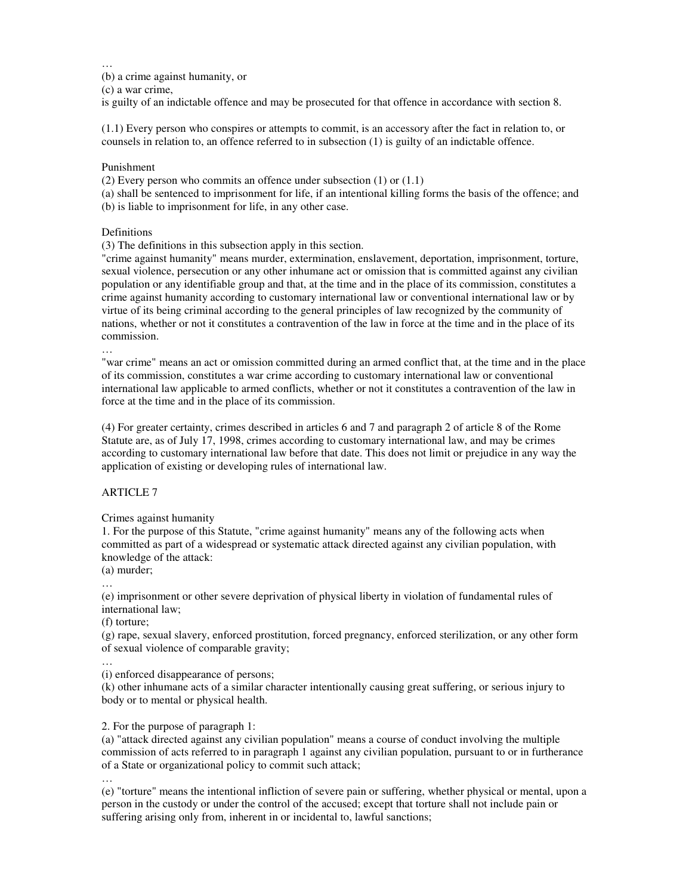…

(b) a crime against humanity, or

(c) a war crime,

is guilty of an indictable offence and may be prosecuted for that offence in accordance with section 8.

(1.1) Every person who conspires or attempts to commit, is an accessory after the fact in relation to, or counsels in relation to, an offence referred to in subsection (1) is guilty of an indictable offence.

Punishment

(2) Every person who commits an offence under subsection (1) or (1.1)

(a) shall be sentenced to imprisonment for life, if an intentional killing forms the basis of the offence; and

(b) is liable to imprisonment for life, in any other case.

Definitions

(3) The definitions in this subsection apply in this section.

"crime against humanity" means murder, extermination, enslavement, deportation, imprisonment, torture, sexual violence, persecution or any other inhumane act or omission that is committed against any civilian population or any identifiable group and that, at the time and in the place of its commission, constitutes a crime against humanity according to customary international law or conventional international law or by virtue of its being criminal according to the general principles of law recognized by the community of nations, whether or not it constitutes a contravention of the law in force at the time and in the place of its commission.

…

"war crime" means an act or omission committed during an armed conflict that, at the time and in the place of its commission, constitutes a war crime according to customary international law or conventional international law applicable to armed conflicts, whether or not it constitutes a contravention of the law in force at the time and in the place of its commission.

(4) For greater certainty, crimes described in articles 6 and 7 and paragraph 2 of article 8 of the Rome Statute are, as of July 17, 1998, crimes according to customary international law, and may be crimes according to customary international law before that date. This does not limit or prejudice in any way the application of existing or developing rules of international law.

ARTICLE 7

Crimes against humanity

1. For the purpose of this Statute, "crime against humanity" means any of the following acts when committed as part of a widespread or systematic attack directed against any civilian population, with knowledge of the attack:

(a) murder;

…

(e) imprisonment or other severe deprivation of physical liberty in violation of fundamental rules of international law;

(f) torture;

(g) rape, sexual slavery, enforced prostitution, forced pregnancy, enforced sterilization, or any other form of sexual violence of comparable gravity;

…

(i) enforced disappearance of persons;

(k) other inhumane acts of a similar character intentionally causing great suffering, or serious injury to body or to mental or physical health.

2. For the purpose of paragraph 1:

(a) "attack directed against any civilian population" means a course of conduct involving the multiple commission of acts referred to in paragraph 1 against any civilian population, pursuant to or in furtherance of a State or organizational policy to commit such attack;

…

(e) "torture" means the intentional infliction of severe pain or suffering, whether physical or mental, upon a person in the custody or under the control of the accused; except that torture shall not include pain or suffering arising only from, inherent in or incidental to, lawful sanctions;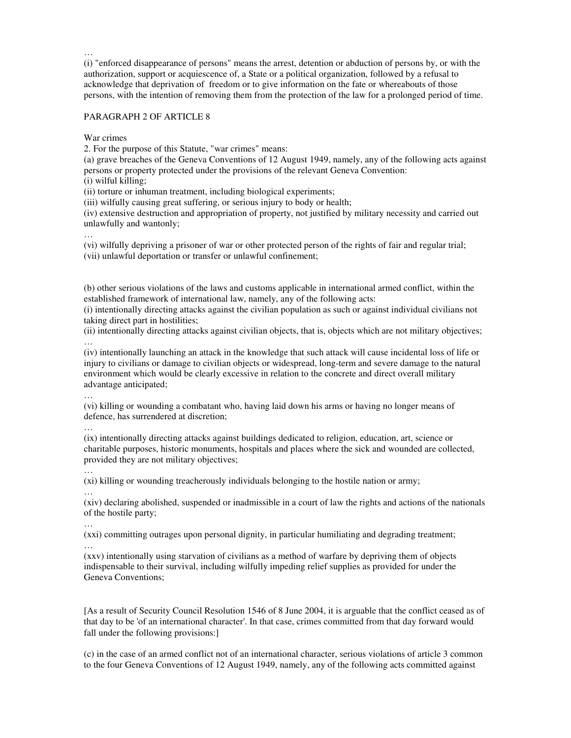…

(i) "enforced disappearance of persons" means the arrest, detention or abduction of persons by, or with the authorization, support or acquiescence of, a State or a political organization, followed by a refusal to acknowledge that deprivation of freedom or to give information on the fate or whereabouts of those persons, with the intention of removing them from the protection of the law for a prolonged period of time.

PARAGRAPH 2 OF ARTICLE 8

War crimes

2. For the purpose of this Statute, "war crimes" means:

(a) grave breaches of the Geneva Conventions of 12 August 1949, namely, any of the following acts against persons or property protected under the provisions of the relevant Geneva Convention:

(i) wilful killing;

(ii) torture or inhuman treatment, including biological experiments;

(iii) wilfully causing great suffering, or serious injury to body or health;

(iv) extensive destruction and appropriation of property, not justified by military necessity and carried out unlawfully and wantonly;

…

(vi) wilfully depriving a prisoner of war or other protected person of the rights of fair and regular trial;

(vii) unlawful deportation or transfer or unlawful confinement;

(b) other serious violations of the laws and customs applicable in international armed conflict, within the established framework of international law, namely, any of the following acts:

(i) intentionally directing attacks against the civilian population as such or against individual civilians not taking direct part in hostilities;

(ii) intentionally directing attacks against civilian objects, that is, objects which are not military objectives;

…

(iv) intentionally launching an attack in the knowledge that such attack will cause incidental loss of life or injury to civilians or damage to civilian objects or widespread, long-term and severe damage to the natural environment which would be clearly excessive in relation to the concrete and direct overall military advantage anticipated;

…

(vi) killing or wounding a combatant who, having laid down his arms or having no longer means of defence, has surrendered at discretion;

…

(ix) intentionally directing attacks against buildings dedicated to religion, education, art, science or charitable purposes, historic monuments, hospitals and places where the sick and wounded are collected, provided they are not military objectives;

…

(xi) killing or wounding treacherously individuals belonging to the hostile nation or army;

…

(xiv) declaring abolished, suspended or inadmissible in a court of law the rights and actions of the nationals of the hostile party;

…

(xxi) committing outrages upon personal dignity, in particular humiliating and degrading treatment;

…

(xxv) intentionally using starvation of civilians as a method of warfare by depriving them of objects indispensable to their survival, including wilfully impeding relief supplies as provided for under the Geneva Conventions;

[As a result of Security Council Resolution 1546 of 8 June 2004, it is arguable that the conflict ceased as of that day to be 'of an international character'. In that case, crimes committed from that day forward would fall under the following provisions:]

(c) in the case of an armed conflict not of an international character, serious violations of article 3 common to the four Geneva Conventions of 12 August 1949, namely, any of the following acts committed against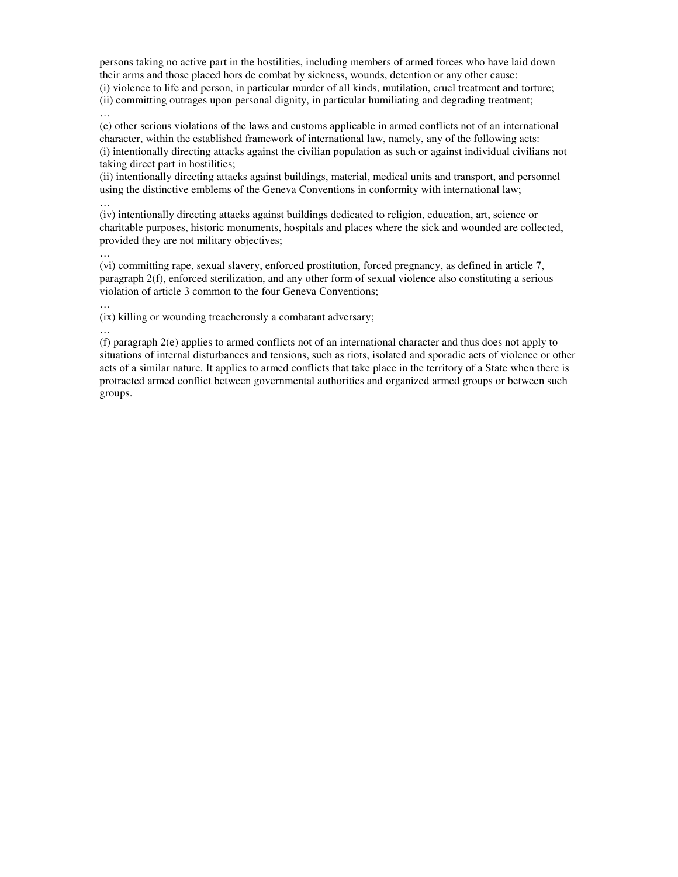persons taking no active part in the hostilities, including members of armed forces who have laid down their arms and those placed hors de combat by sickness, wounds, detention or any other cause:
(i) violence to life and person, in particular murder of all kinds, mutilation, cruel treatment and torture;
(ii) committing outrages upon personal dignity, in particular humiliating and degrading treatment;
…
(e) other serious violations of the laws and customs applicable in armed conflicts not of an international character, within the established framework of international law, namely, any of the following acts:
(i) intentionally directing attacks against the civilian population as such or against individual civilians not taking direct part in hostilities;
(ii) intentionally directing attacks against buildings, material, medical units and transport, and personnel using the distinctive emblems of the Geneva Conventions in conformity with international law;
…
(iv) intentionally directing attacks against buildings dedicated to religion, education, art, science or charitable purposes, historic monuments, hospitals and places where the sick and wounded are collected, provided they are not military objectives;
…
(vi) committing rape, sexual slavery, enforced prostitution, forced pregnancy, as defined in article 7, paragraph 2(f), enforced sterilization, and any other form of sexual violence also constituting a serious violation of article 3 common to the four Geneva Conventions;
…
(ix) killing or wounding treacherously a combatant adversary;
…
(f) paragraph 2(e) applies to armed conflicts not of an international character and thus does not apply to situations of internal disturbances and tensions, such as riots, isolated and sporadic acts of violence or other acts of a similar nature. It applies to armed conflicts that take place in the territory of a State when there is protracted armed conflict between governmental authorities and organized armed groups or between such groups.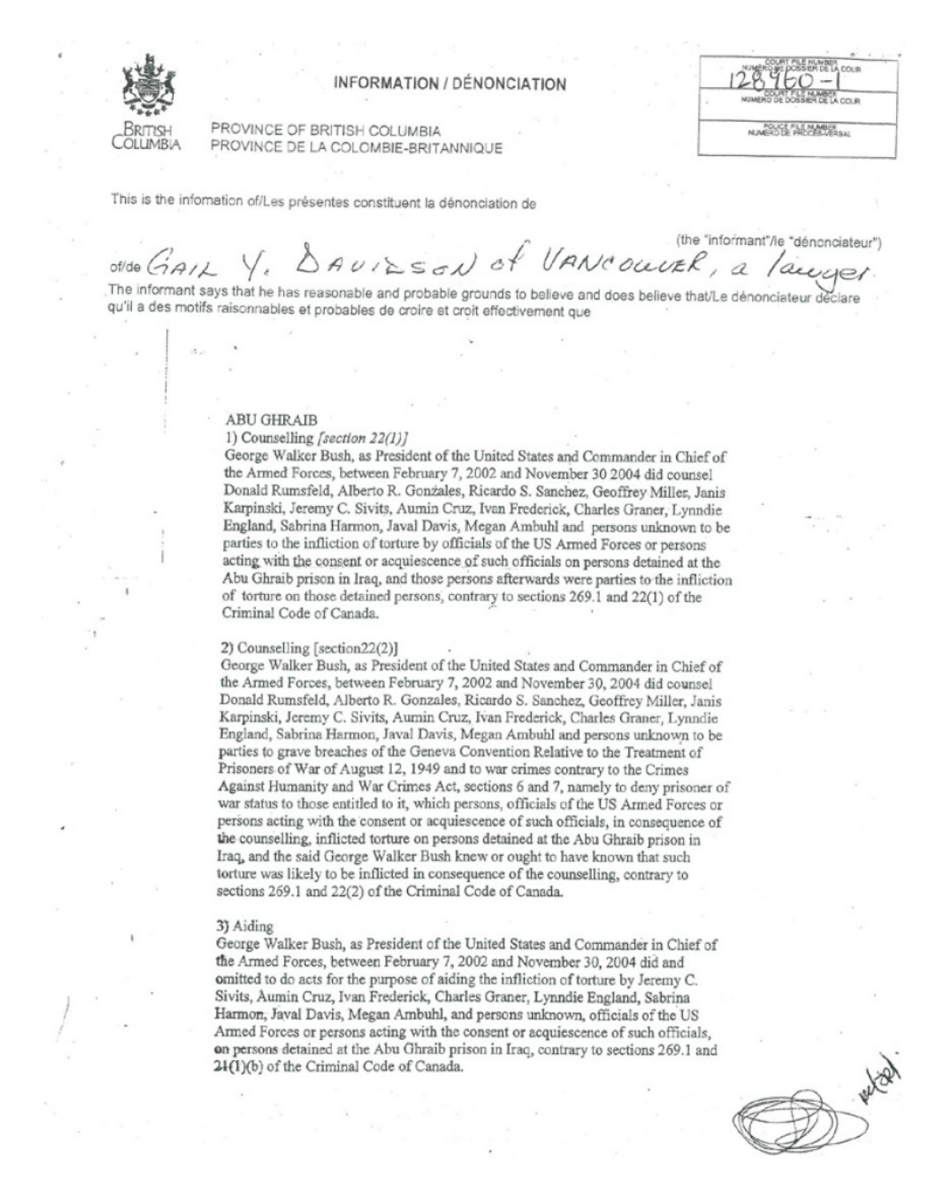# INFORMATION / DÉNONCIATION

PROVINCE OF BRITISH COLUMBIA
PROVINCE DE LA COLOMBIE-BRITANNIQUE

| COURT FILE NUMBER / NUMÉRO DE DOSSIER DE LA COUR |
|---|
| 128960-1 |
| COURT FILE NUMBER / NUMÉRO DE DOSSIER DE LA COUR |
| POLICE FILE NUMBER / NUMÉRO DE PROCÈS-VERBAL |

This is the information of/Les présentes constituent la dénonciation de

of/de GAIL Y. DAVIDSON of VANCOUVER, a lawyer (the "informant"/le "dénonciateur")

The informant says that he has reasonable and probable grounds to believe and does believe that/Le dénonciateur déclare qu'il a des motifs raisonnables et probables de croire et croit effectivement que

ABU GHRAIB

1) Counselling *[section 22(1)]*

George Walker Bush, as President of the United States and Commander in Chief of the Armed Forces, between February 7, 2002 and November 30 2004 did counsel Donald Rumsfeld, Alberto R. Gonzales, Ricardo S. Sanchez, Geoffrey Miller, Janis Karpinski, Jeremy C. Sivits, Aumin Cruz, Ivan Frederick, Charles Graner, Lynndie England, Sabrina Harmon, Javal Davis, Megan Ambuhl and persons unknown to be parties to the infliction of torture by officials of the US Armed Forces or persons acting with the consent or acquiescence of such officials on persons detained at the Abu Ghraib prison in Iraq, and those persons afterwards were parties to the infliction of torture on those detained persons, contrary to sections 269.1 and 22(1) of the Criminal Code of Canada.

2) Counselling [section22(2)]

George Walker Bush, as President of the United States and Commander in Chief of the Armed Forces, between February 7, 2002 and November 30, 2004 did counsel Donald Rumsfeld, Alberto R. Gonzales, Ricardo S. Sanchez, Geoffrey Miller, Janis Karpinski, Jeremy C. Sivits, Aumin Cruz, Ivan Frederick, Charles Graner, Lynndie England, Sabrina Harmon, Javal Davis, Megan Ambuhl and persons unknown to be parties to grave breaches of the Geneva Convention Relative to the Treatment of Prisoners of War of August 12, 1949 and to war crimes contrary to the Crimes Against Humanity and War Crimes Act, sections 6 and 7, namely to deny prisoner of war status to those entitled to it, which persons, officials of the US Armed Forces or persons acting with the consent or acquiescence of such officials, in consequence of the counselling, inflicted torture on persons detained at the Abu Ghraib prison in Iraq, and the said George Walker Bush knew or ought to have known that such torture was likely to be inflicted in consequence of the counselling, contrary to sections 269.1 and 22(2) of the Criminal Code of Canada.

3) Aiding

George Walker Bush, as President of the United States and Commander in Chief of the Armed Forces, between February 7, 2002 and November 30, 2004 did and omitted to do acts for the purpose of aiding the infliction of torture by Jeremy C. Sivits, Aumin Cruz, Ivan Frederick, Charles Graner, Lynndie England, Sabrina Harmon, Javal Davis, Megan Ambuhl, and persons unknown, officials of the US Armed Forces or persons acting with the consent or acquiescence of such officials, on persons detained at the Abu Ghraib prison in Iraq, contrary to sections 269.1 and 21(1)(b) of the Criminal Code of Canada.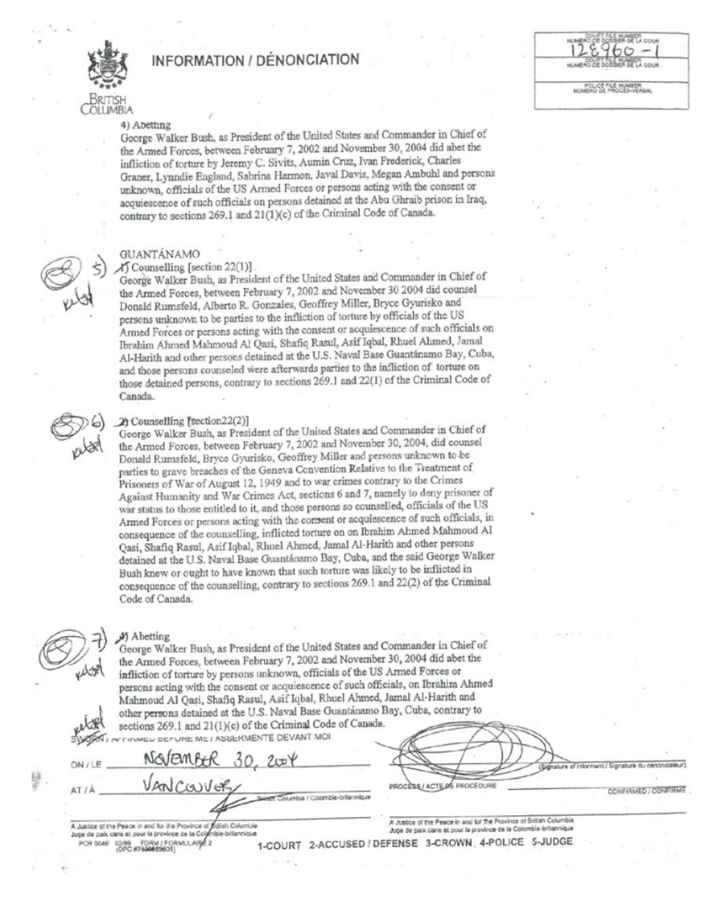# INFORMATION / DÉNONCIATION

British Columbia

| COURT FILE NUMBER / NUMÉRO DE DOSSIER DE LA COUR |
| --- |
| 128960 - 1 |
| COURT FILE NUMBER / NUMÉRO DE DOSSIER DE LA COUR |
| POLICE FILE NUMBER / NUMÉRO DE PROCÈS-VERBAL |

4) Abetting

George Walker Bush, as President of the United States and Commander in Chief of the Armed Forces, between February 7, 2002 and November 30, 2004 did abet the infliction of torture by Jeremy C. Sivits, Aumin Cruz, Ivan Frederick, Charles Graner, Lynndie England, Sabrina Harmon, Javal Davis, Megan Ambuhl and persons unknown, officials of the US Armed Forces or persons acting with the consent or acquiescence of such officials on persons detained at the Abu Ghraib prison in Iraq, contrary to sections 269.1 and 21(1)(c) of the Criminal Code of Canada.

GUANTÁNAMO

5) ~~1)~~ Counselling [section 22(1)]

George Walker Bush, as President of the United States and Commander in Chief of the Armed Forces, between February 7, 2002 and November 30 2004 did counsel Donald Rumsfeld, Alberto R. Gonzales, Geoffrey Miller, Bryce Gyurisko and persons unknown to be parties to the infliction of torture by officials of the US Armed Forces or persons acting with the consent or acquiescence of such officials on Ibrahim Ahmed Mahmoud Al Qasi, Shafiq Rasul, Asif Iqbal, Rhuel Ahmed, Jamal Al-Harith and other persons detained at the U.S. Naval Base Guantánamo Bay, Cuba, and those persons counseled were afterwards parties to the infliction of torture on those detained persons, contrary to sections 269.1 and 22(1) of the Criminal Code of Canada.

6) ~~2)~~ Counselling [section22(2)]

George Walker Bush, as President of the United States and Commander in Chief of the Armed Forces, between February 7, 2002 and November 30, 2004, did counsel Donald Rumsfeld, Bryce Gyurisko, Geoffrey Miller and persons unknown to be parties to grave breaches of the Geneva Convention Relative to the Treatment of Prisoners of War of August 12, 1949 and to war crimes contrary to the Crimes Against Humanity and War Crimes Act, sections 6 and 7, namely to deny prisoner of war status to those entitled to it, and those persons so counselled, officials of the US Armed Forces or persons acting with the consent or acquiescence of such officials, in consequence of the counselling, inflicted torture on on Ibrahim Ahmed Mahmoud Al Qasi, Shafiq Rasul, Asif Iqbal, Rhuel Ahmed, Jamal Al-Harith and other persons detained at the U.S. Naval Base Guantánamo Bay, Cuba, and the said George Walker Bush knew or ought to have known that such torture was likely to be inflicted in consequence of the counselling, contrary to sections 269.1 and 22(2) of the Criminal Code of Canada.

7) ~~3)~~ Abetting

George Walker Bush, as President of the United States and Commander in Chief of the Armed Forces, between February 7, 2002 and November 30, 2004 did abet the infliction of torture by persons unknown, officials of the US Armed Forces or persons acting with the consent or acquiescence of such officials, on Ibrahim Ahmed Mahmoud Al Qasi, Shafiq Rasul, Asif Iqbal, Rhuel Ahmed, Jamal Al-Harith and other persons detained at the U.S. Naval Base Guantánamo Bay, Cuba, contrary to sections 269.1 and 21(1)(c) of the Criminal Code of Canada.

SWORN / AFFIRMED BEFORE ME / ASSERMENTÉ DEVANT MOI

ON / LE November 30, 2004

AT / À Vancouver, British Columbia / Colombie-britannique

A Justice of the Peace in and for the Province of British Columbia
Juge de paix dans et pour la province de la Colombie-britannique

(Signature of Informant / Signature du dénonciateur)

PROCESS / ACTE DE PROCÉDURE ______ CONFIRMED / CONFIRMÉ

A Justice of the Peace in and for the Province of British Columbia
Juge de paix dans et pour la province de la Colombie-britannique

PCR 004E 02/99 FORM / FORMULAIRE 2

1-COURT 2-ACCUSED / DEFENSE 3-CROWN 4-POLICE 5-JUDGE